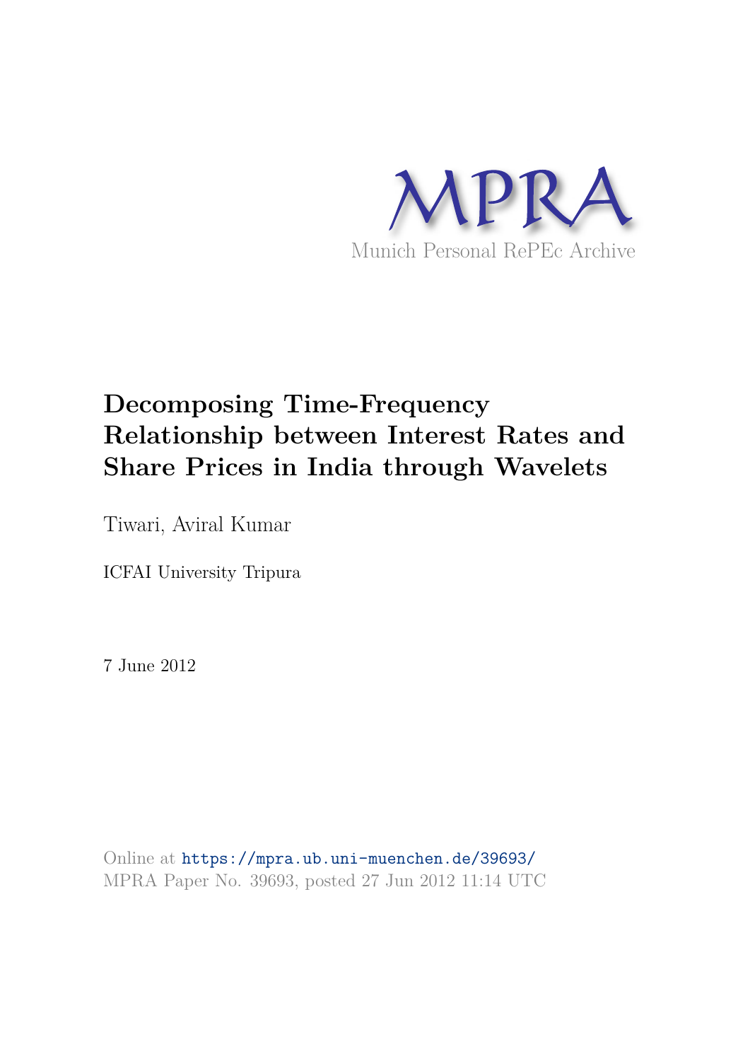MPRA

Munich Personal RePEc Archive

# Decomposing Time-Frequency Relationship between Interest Rates and Share Prices in India through Wavelets

Tiwari, Aviral Kumar

ICFAI University Tripura

7 June 2012

Online at https://mpra.ub.uni-muenchen.de/39693/
MPRA Paper No. 39693, posted 27 Jun 2012 11:14 UTC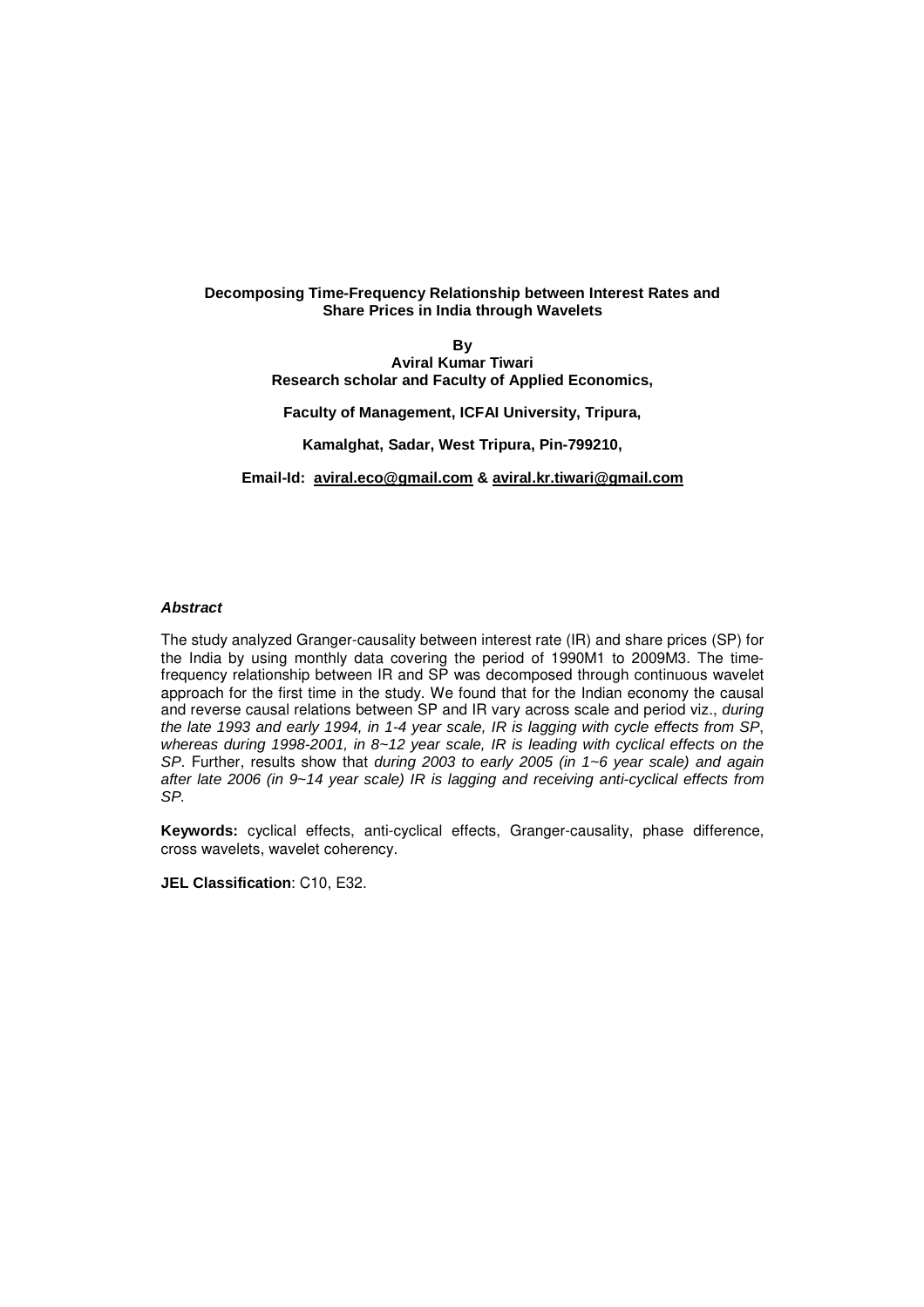# Decomposing Time-Frequency Relationship between Interest Rates and Share Prices in India through Wavelets

**By**
**Aviral Kumar Tiwari**
**Research scholar and Faculty of Applied Economics,**

**Faculty of Management, ICFAI University, Tripura,**

**Kamalghat, Sadar, West Tripura, Pin-799210,**

**Email-Id: aviral.eco@gmail.com & aviral.kr.tiwari@gmail.com**

***Abstract***

The study analyzed Granger-causality between interest rate (IR) and share prices (SP) for the India by using monthly data covering the period of 1990M1 to 2009M3. The time-frequency relationship between IR and SP was decomposed through continuous wavelet approach for the first time in the study. We found that for the Indian economy the causal and reverse causal relations between SP and IR vary across scale and period viz., *during the late 1993 and early 1994, in 1-4 year scale, IR is lagging with cycle effects from SP*, *whereas during 1998-2001, in 8~12 year scale, IR is leading with cyclical effects on the SP*. Further, results show that *during 2003 to early 2005 (in 1~6 year scale) and again after late 2006 (in 9~14 year scale) IR is lagging and receiving anti-cyclical effects from SP.*

**Keywords:** cyclical effects, anti-cyclical effects, Granger-causality, phase difference, cross wavelets, wavelet coherency.

**JEL Classification**: C10, E32.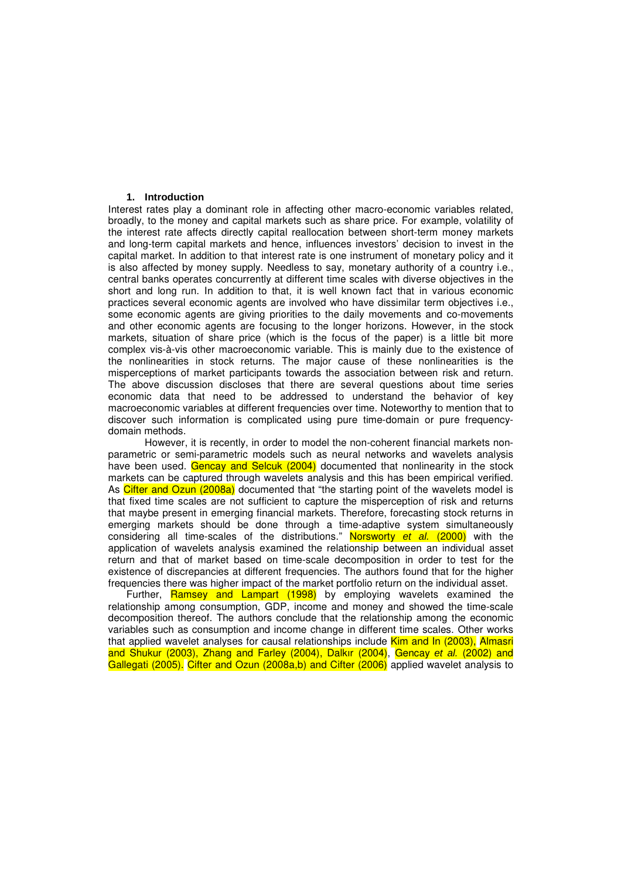## 1. Introduction

Interest rates play a dominant role in affecting other macro-economic variables related, broadly, to the money and capital markets such as share price. For example, volatility of the interest rate affects directly capital reallocation between short-term money markets and long-term capital markets and hence, influences investors' decision to invest in the capital market. In addition to that interest rate is one instrument of monetary policy and it is also affected by money supply. Needless to say, monetary authority of a country i.e., central banks operates concurrently at different time scales with diverse objectives in the short and long run. In addition to that, it is well known fact that in various economic practices several economic agents are involved who have dissimilar term objectives i.e., some economic agents are giving priorities to the daily movements and co-movements and other economic agents are focusing to the longer horizons. However, in the stock markets, situation of share price (which is the focus of the paper) is a little bit more complex vis-à-vis other macroeconomic variable. This is mainly due to the existence of the nonlinearities in stock returns. The major cause of these nonlinearities is the misperceptions of market participants towards the association between risk and return. The above discussion discloses that there are several questions about time series economic data that need to be addressed to understand the behavior of key macroeconomic variables at different frequencies over time. Noteworthy to mention that to discover such information is complicated using pure time-domain or pure frequency-domain methods.

However, it is recently, in order to model the non-coherent financial markets non-parametric or semi-parametric models such as neural networks and wavelets analysis have been used. Gencay and Selcuk (2004) documented that nonlinearity in the stock markets can be captured through wavelets analysis and this has been empirical verified. As Cifter and Ozun (2008a) documented that "the starting point of the wavelets model is that fixed time scales are not sufficient to capture the misperception of risk and returns that maybe present in emerging financial markets. Therefore, forecasting stock returns in emerging markets should be done through a time-adaptive system simultaneously considering all time-scales of the distributions." Norsworty *et al.* (2000) with the application of wavelets analysis examined the relationship between an individual asset return and that of market based on time-scale decomposition in order to test for the existence of discrepancies at different frequencies. The authors found that for the higher frequencies there was higher impact of the market portfolio return on the individual asset.

Further, Ramsey and Lampart (1998) by employing wavelets examined the relationship among consumption, GDP, income and money and showed the time-scale decomposition thereof. The authors conclude that the relationship among the economic variables such as consumption and income change in different time scales. Other works that applied wavelet analyses for causal relationships include Kim and In (2003), Almasri and Shukur (2003), Zhang and Farley (2004), Dalkır (2004), Gencay *et al.* (2002) and Gallegati (2005). Cifter and Ozun (2008a,b) and Cifter (2006) applied wavelet analysis to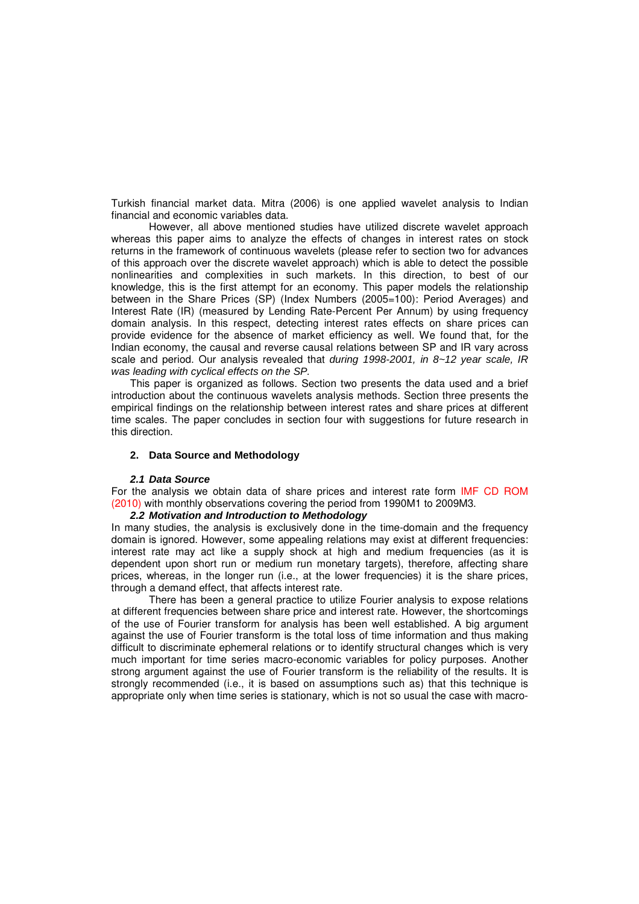Turkish financial market data. Mitra (2006) is one applied wavelet analysis to Indian financial and economic variables data.

However, all above mentioned studies have utilized discrete wavelet approach whereas this paper aims to analyze the effects of changes in interest rates on stock returns in the framework of continuous wavelets (please refer to section two for advances of this approach over the discrete wavelet approach) which is able to detect the possible nonlinearities and complexities in such markets. In this direction, to best of our knowledge, this is the first attempt for an economy. This paper models the relationship between in the Share Prices (SP) (Index Numbers (2005=100): Period Averages) and Interest Rate (IR) (measured by Lending Rate-Percent Per Annum) by using frequency domain analysis. In this respect, detecting interest rates effects on share prices can provide evidence for the absence of market efficiency as well. We found that, for the Indian economy, the causal and reverse causal relations between SP and IR vary across scale and period. Our analysis revealed that *during 1998-2001, in 8~12 year scale, IR was leading with cyclical effects on the SP.*

This paper is organized as follows. Section two presents the data used and a brief introduction about the continuous wavelets analysis methods. Section three presents the empirical findings on the relationship between interest rates and share prices at different time scales. The paper concludes in section four with suggestions for future research in this direction.

## 2. Data Source and Methodology

### *2.1 Data Source*

For the analysis we obtain data of share prices and interest rate form IMF CD ROM (2010) with monthly observations covering the period from 1990M1 to 2009M3.

### *2.2 Motivation and Introduction to Methodology*

In many studies, the analysis is exclusively done in the time-domain and the frequency domain is ignored. However, some appealing relations may exist at different frequencies: interest rate may act like a supply shock at high and medium frequencies (as it is dependent upon short run or medium run monetary targets), therefore, affecting share prices, whereas, in the longer run (i.e., at the lower frequencies) it is the share prices, through a demand effect, that affects interest rate.

There has been a general practice to utilize Fourier analysis to expose relations at different frequencies between share price and interest rate. However, the shortcomings of the use of Fourier transform for analysis has been well established. A big argument against the use of Fourier transform is the total loss of time information and thus making difficult to discriminate ephemeral relations or to identify structural changes which is very much important for time series macro-economic variables for policy purposes. Another strong argument against the use of Fourier transform is the reliability of the results. It is strongly recommended (i.e., it is based on assumptions such as) that this technique is appropriate only when time series is stationary, which is not so usual the case with macro-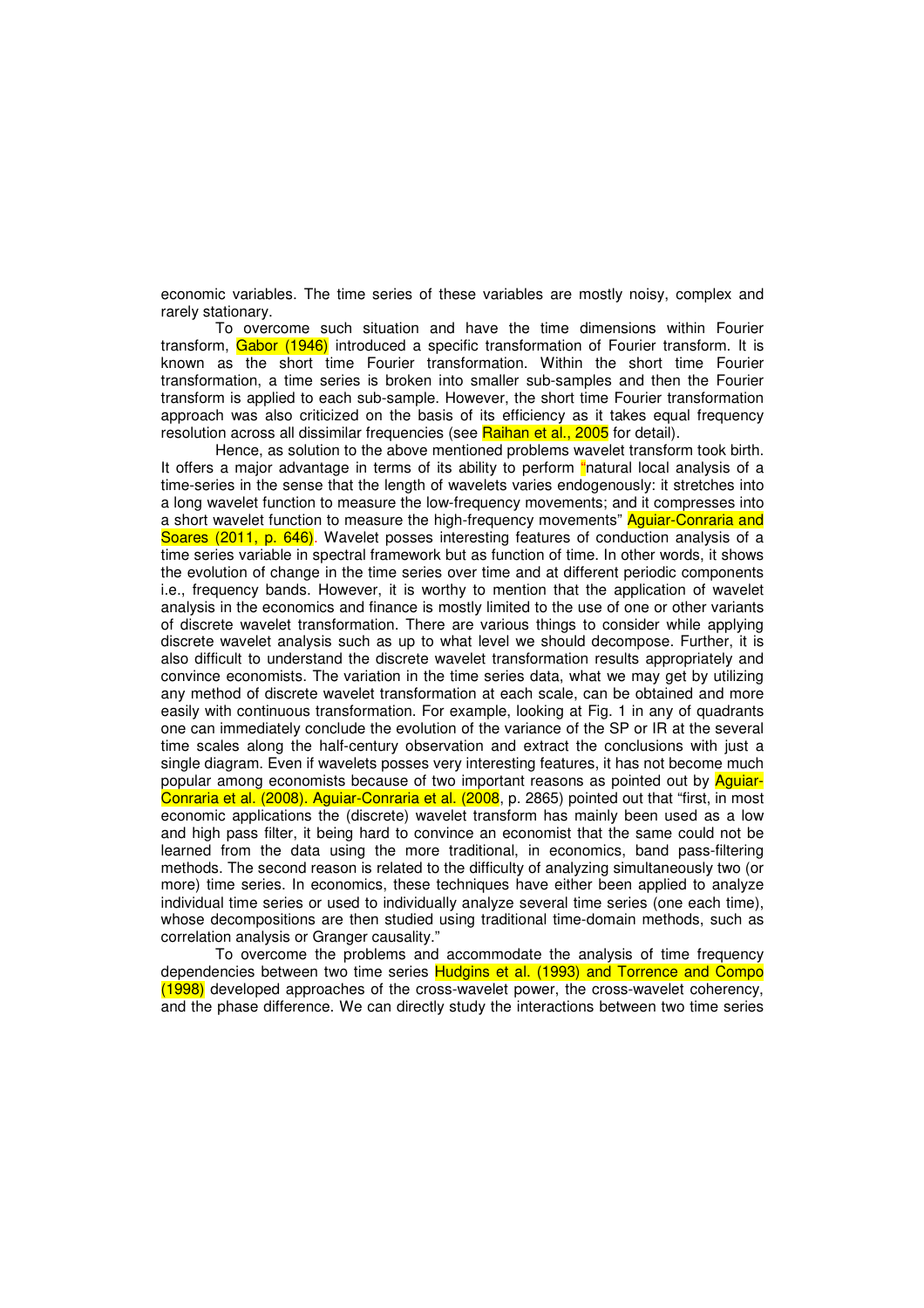economic variables. The time series of these variables are mostly noisy, complex and rarely stationary.

To overcome such situation and have the time dimensions within Fourier transform, Gabor (1946) introduced a specific transformation of Fourier transform. It is known as the short time Fourier transformation. Within the short time Fourier transformation, a time series is broken into smaller sub-samples and then the Fourier transform is applied to each sub-sample. However, the short time Fourier transformation approach was also criticized on the basis of its efficiency as it takes equal frequency resolution across all dissimilar frequencies (see Raihan et al., 2005 for detail).

Hence, as solution to the above mentioned problems wavelet transform took birth. It offers a major advantage in terms of its ability to perform "natural local analysis of a time-series in the sense that the length of wavelets varies endogenously: it stretches into a long wavelet function to measure the low-frequency movements; and it compresses into a short wavelet function to measure the high-frequency movements" Aguiar-Conraria and Soares (2011, p. 646). Wavelet posses interesting features of conduction analysis of a time series variable in spectral framework but as function of time. In other words, it shows the evolution of change in the time series over time and at different periodic components i.e., frequency bands. However, it is worthy to mention that the application of wavelet analysis in the economics and finance is mostly limited to the use of one or other variants of discrete wavelet transformation. There are various things to consider while applying discrete wavelet analysis such as up to what level we should decompose. Further, it is also difficult to understand the discrete wavelet transformation results appropriately and convince economists. The variation in the time series data, what we may get by utilizing any method of discrete wavelet transformation at each scale, can be obtained and more easily with continuous transformation. For example, looking at Fig. 1 in any of quadrants one can immediately conclude the evolution of the variance of the SP or IR at the several time scales along the half-century observation and extract the conclusions with just a single diagram. Even if wavelets posses very interesting features, it has not become much popular among economists because of two important reasons as pointed out by Aguiar-Conraria et al. (2008). Aguiar-Conraria et al. (2008, p. 2865) pointed out that "first, in most economic applications the (discrete) wavelet transform has mainly been used as a low and high pass filter, it being hard to convince an economist that the same could not be learned from the data using the more traditional, in economics, band pass-filtering methods. The second reason is related to the difficulty of analyzing simultaneously two (or more) time series. In economics, these techniques have either been applied to analyze individual time series or used to individually analyze several time series (one each time), whose decompositions are then studied using traditional time-domain methods, such as correlation analysis or Granger causality."

To overcome the problems and accommodate the analysis of time frequency dependencies between two time series Hudgins et al. (1993) and Torrence and Compo (1998) developed approaches of the cross-wavelet power, the cross-wavelet coherency, and the phase difference. We can directly study the interactions between two time series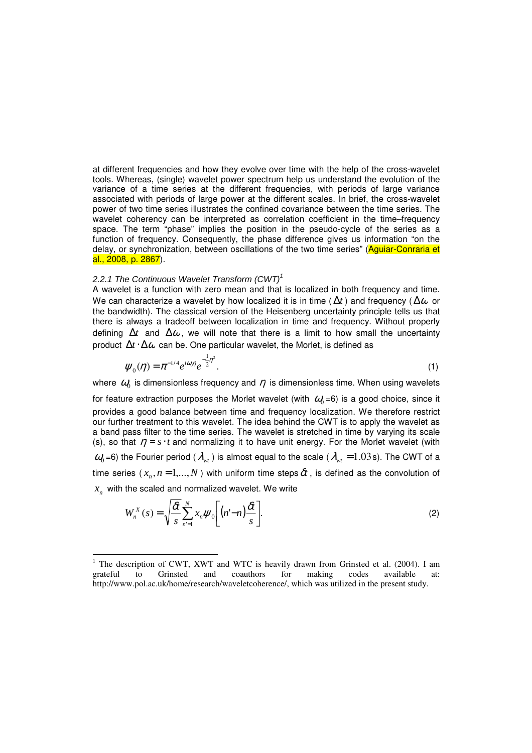at different frequencies and how they evolve over time with the help of the cross-wavelet tools. Whereas, (single) wavelet power spectrum help us understand the evolution of the variance of a time series at the different frequencies, with periods of large variance associated with periods of large power at the different scales. In brief, the cross-wavelet power of two time series illustrates the confined covariance between the time series. The wavelet coherency can be interpreted as correlation coefficient in the time–frequency space. The term "phase" implies the position in the pseudo-cycle of the series as a function of frequency. Consequently, the phase difference gives us information "on the delay, or synchronization, between oscillations of the two time series" (Aguiar-Conraria et al., 2008, p. 2867).

### *2.2.1 The Continuous Wavelet Transform (CWT)*[1]

A wavelet is a function with zero mean and that is localized in both frequency and time. We can characterize a wavelet by how localized it is in time ($\Delta t$) and frequency ($\Delta\omega$ or the bandwidth). The classical version of the Heisenberg uncertainty principle tells us that there is always a tradeoff between localization in time and frequency. Without properly defining $\Delta t$ and $\Delta\omega$, we will note that there is a limit to how small the uncertainty product $\Delta t \cdot \Delta\omega$ can be. One particular wavelet, the Morlet, is defined as

$$\psi_0(\eta) = \pi^{-1/4} e^{i\omega_0\eta} e^{-\frac{1}{2}\eta^2}. \tag{1}$$

where $\omega_0$ is dimensionless frequency and $\eta$ is dimensionless time. When using wavelets for feature extraction purposes the Morlet wavelet (with $\omega_0$=6) is a good choice, since it provides a good balance between time and frequency localization. We therefore restrict our further treatment to this wavelet. The idea behind the CWT is to apply the wavelet as a band pass filter to the time series. The wavelet is stretched in time by varying its scale (s), so that $\eta = s \cdot t$ and normalizing it to have unit energy. For the Morlet wavelet (with $\omega_0$=6) the Fourier period ($\lambda_{wt}$) is almost equal to the scale ($\lambda_{wt} = 1.03$s). The CWT of a time series ($x_n, n = 1,\ldots,N$) with uniform time steps $\delta t$, is defined as the convolution of $x_n$ with the scaled and normalized wavelet. We write

$$W_n^X(s) = \sqrt{\frac{\delta t}{s}} \sum_{n'=1}^{N} x_n \psi_0\left[(n'-n)\frac{\delta t}{s}\right]. \tag{2}$$

---

[1] The description of CWT, XWT and WTC is heavily drawn from Grinsted et al. (2004). I am grateful to Grinsted and coauthors for making codes available at: http://www.pol.ac.uk/home/research/waveletcoherence/, which was utilized in the present study.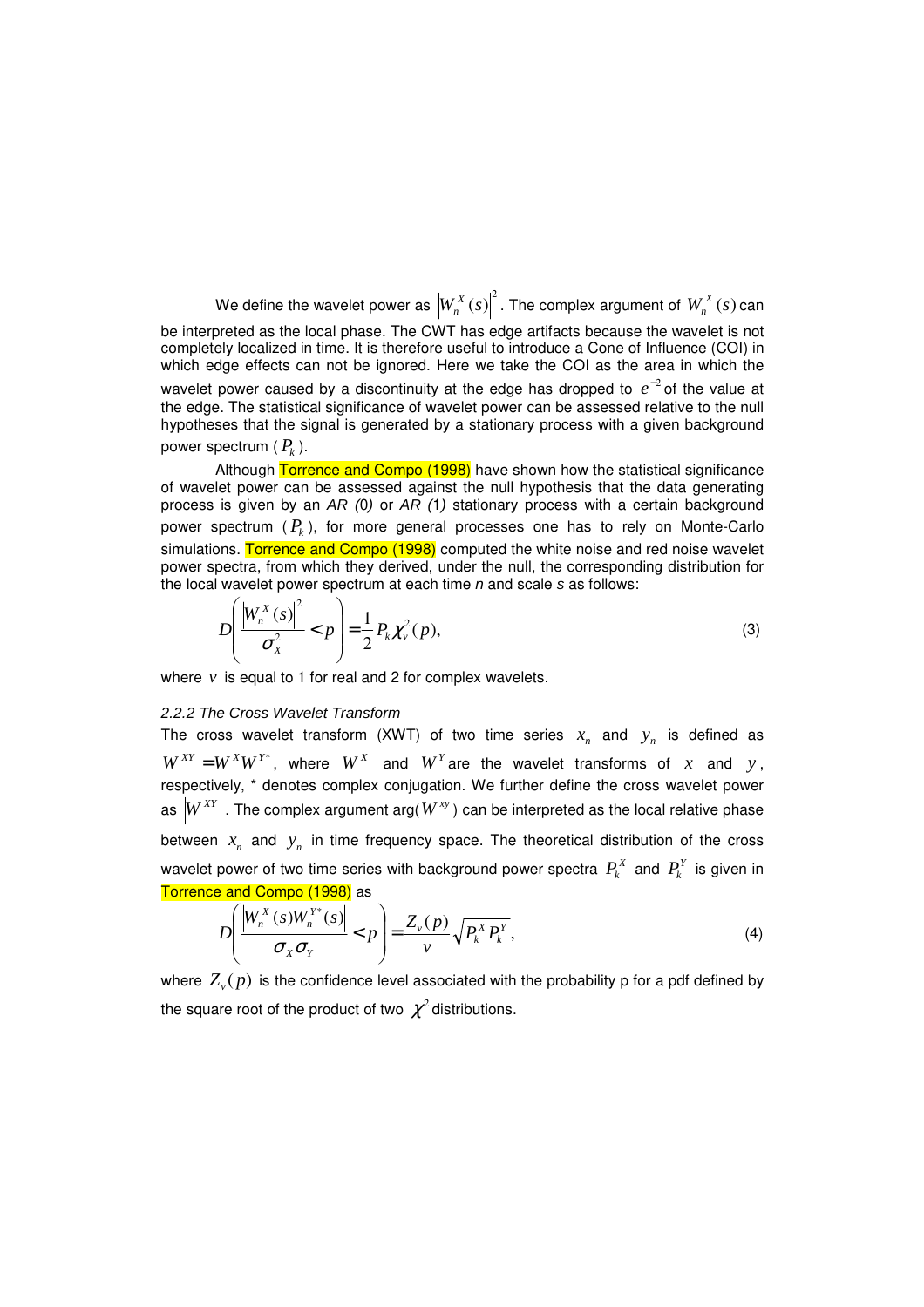We define the wavelet power as $\left|W_n^X(s)\right|^2$. The complex argument of $W_n^X(s)$ can be interpreted as the local phase. The CWT has edge artifacts because the wavelet is not completely localized in time. It is therefore useful to introduce a Cone of Influence (COI) in which edge effects can not be ignored. Here we take the COI as the area in which the wavelet power caused by a discontinuity at the edge has dropped to $e^{-2}$ of the value at the edge. The statistical significance of wavelet power can be assessed relative to the null hypotheses that the signal is generated by a stationary process with a given background power spectrum ($P_k$).

Although Torrence and Compo (1998) have shown how the statistical significance of wavelet power can be assessed against the null hypothesis that the data generating process is given by an *AR (0)* or *AR (1)* stationary process with a certain background power spectrum ($P_k$), for more general processes one has to rely on Monte-Carlo simulations. Torrence and Compo (1998) computed the white noise and red noise wavelet power spectra, from which they derived, under the null, the corresponding distribution for the local wavelet power spectrum at each time *n* and scale *s* as follows:

$$D\left(\frac{\left|W_n^X(s)\right|^2}{\sigma_X^2} < p\right) = \frac{1}{2} P_k \chi_\nu^2(p), \tag{3}$$

where $\nu$ is equal to 1 for real and 2 for complex wavelets.

*2.2.2 The Cross Wavelet Transform*

The cross wavelet transform (XWT) of two time series $x_n$ and $y_n$ is defined as $W^{XY} = W^X W^{Y*}$, where $W^X$ and $W^Y$ are the wavelet transforms of $x$ and $y$, respectively, * denotes complex conjugation. We further define the cross wavelet power as $\left|W^{XY}\right|$. The complex argument arg($W^{xy}$) can be interpreted as the local relative phase between $x_n$ and $y_n$ in time frequency space. The theoretical distribution of the cross wavelet power of two time series with background power spectra $P_k^X$ and $P_k^Y$ is given in Torrence and Compo (1998) as

$$D\left(\frac{\left|W_n^X(s) W_n^{Y*}(s)\right|}{\sigma_X \sigma_Y} < p\right) = \frac{Z_\nu(p)}{\nu} \sqrt{P_k^X P_k^Y}, \tag{4}$$

where $Z_\nu(p)$ is the confidence level associated with the probability p for a pdf defined by the square root of the product of two $\chi^2$ distributions.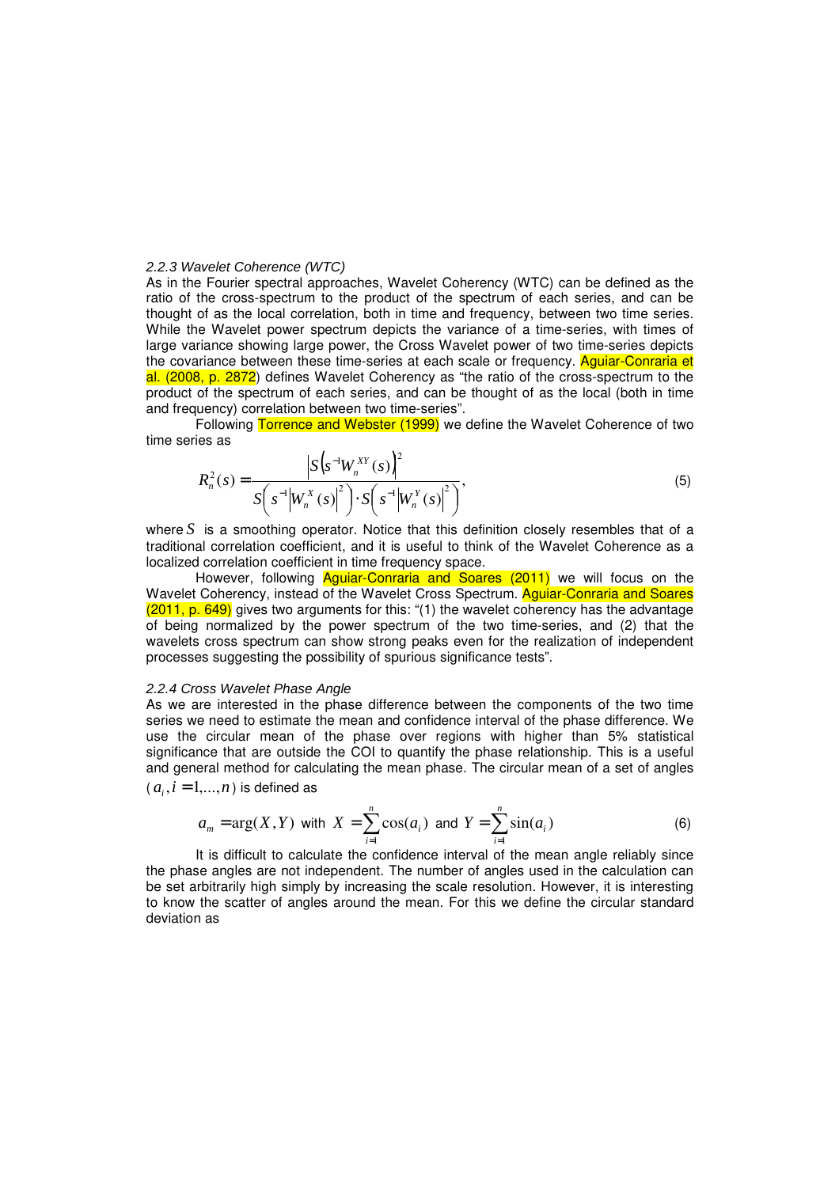### *2.2.3 Wavelet Coherence (WTC)*

As in the Fourier spectral approaches, Wavelet Coherency (WTC) can be defined as the ratio of the cross-spectrum to the product of the spectrum of each series, and can be thought of as the local correlation, both in time and frequency, between two time series. While the Wavelet power spectrum depicts the variance of a time-series, with times of large variance showing large power, the Cross Wavelet power of two time-series depicts the covariance between these time-series at each scale or frequency. Aguiar-Conraria et al. (2008, p. 2872) defines Wavelet Coherency as "the ratio of the cross-spectrum to the product of the spectrum of each series, and can be thought of as the local (both in time and frequency) correlation between two time-series".

Following Torrence and Webster (1999) we define the Wavelet Coherence of two time series as

$$R_n^2(s) = \frac{\left|S\left(s^{-1}W_n^{XY}(s)\right)\right|^2}{S\left(s^{-1}\left|W_n^X(s)\right|^2\right)\cdot S\left(s^{-1}\left|W_n^Y(s)\right|^2\right)}, \tag{5}$$

where $S$ is a smoothing operator. Notice that this definition closely resembles that of a traditional correlation coefficient, and it is useful to think of the Wavelet Coherence as a localized correlation coefficient in time frequency space.

However, following Aguiar-Conraria and Soares (2011) we will focus on the Wavelet Coherency, instead of the Wavelet Cross Spectrum. Aguiar-Conraria and Soares (2011, p. 649) gives two arguments for this: "(1) the wavelet coherency has the advantage of being normalized by the power spectrum of the two time-series, and (2) that the wavelets cross spectrum can show strong peaks even for the realization of independent processes suggesting the possibility of spurious significance tests".

### *2.2.4 Cross Wavelet Phase Angle*

As we are interested in the phase difference between the components of the two time series we need to estimate the mean and confidence interval of the phase difference. We use the circular mean of the phase over regions with higher than 5% statistical significance that are outside the COI to quantify the phase relationship. This is a useful and general method for calculating the mean phase. The circular mean of a set of angles ($a_i, i = 1,\ldots,n$) is defined as

$$a_m = \arg(X,Y) \text{ with } X = \sum_{i=1}^{n}\cos(a_i) \text{ and } Y = \sum_{i=1}^{n}\sin(a_i) \tag{6}$$

It is difficult to calculate the confidence interval of the mean angle reliably since the phase angles are not independent. The number of angles used in the calculation can be set arbitrarily high simply by increasing the scale resolution. However, it is interesting to know the scatter of angles around the mean. For this we define the circular standard deviation as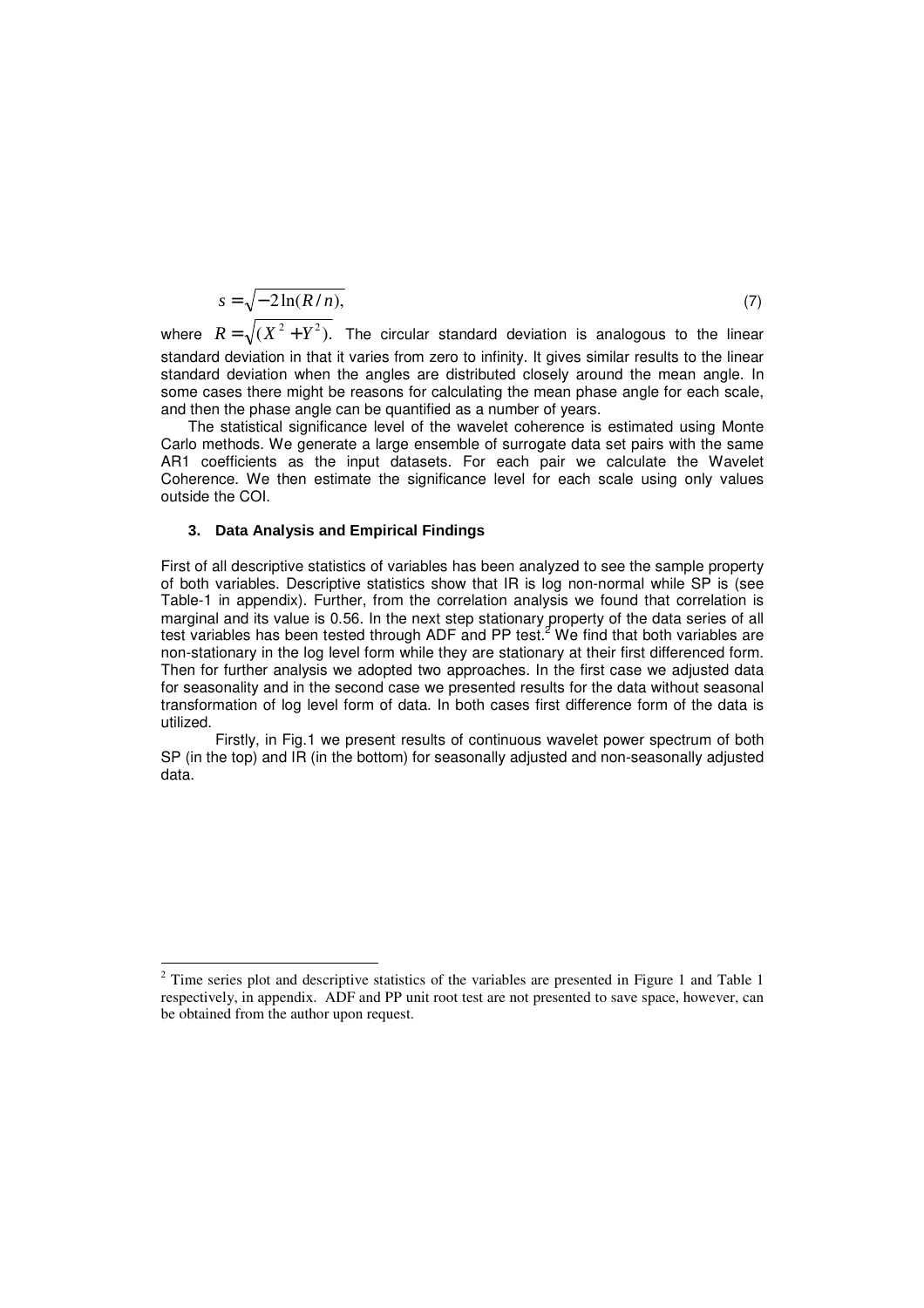$$s = \sqrt{-2\ln(R/n)}, \tag{7}$$

where $R = \sqrt{(X^2 + Y^2)}$. The circular standard deviation is analogous to the linear standard deviation in that it varies from zero to infinity. It gives similar results to the linear standard deviation when the angles are distributed closely around the mean angle. In some cases there might be reasons for calculating the mean phase angle for each scale, and then the phase angle can be quantified as a number of years.

The statistical significance level of the wavelet coherence is estimated using Monte Carlo methods. We generate a large ensemble of surrogate data set pairs with the same AR1 coefficients as the input datasets. For each pair we calculate the Wavelet Coherence. We then estimate the significance level for each scale using only values outside the COI.

### 3. Data Analysis and Empirical Findings

First of all descriptive statistics of variables has been analyzed to see the sample property of both variables. Descriptive statistics show that IR is log non-normal while SP is (see Table-1 in appendix). Further, from the correlation analysis we found that correlation is marginal and its value is 0.56. In the next step stationary property of the data series of all test variables has been tested through ADF and PP test.[2] We find that both variables are non-stationary in the log level form while they are stationary at their first differenced form. Then for further analysis we adopted two approaches. In the first case we adjusted data for seasonality and in the second case we presented results for the data without seasonal transformation of log level form of data. In both cases first difference form of the data is utilized.

Firstly, in Fig.1 we present results of continuous wavelet power spectrum of both SP (in the top) and IR (in the bottom) for seasonally adjusted and non-seasonally adjusted data.

[2] Time series plot and descriptive statistics of the variables are presented in Figure 1 and Table 1 respectively, in appendix. ADF and PP unit root test are not presented to save space, however, can be obtained from the author upon request.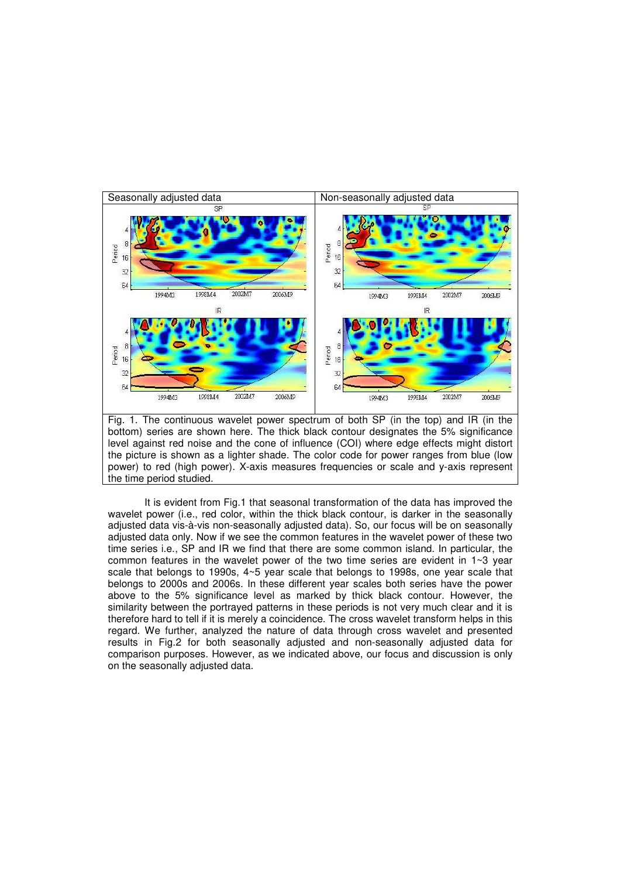| Seasonally adjusted data | Non-seasonally adjusted data |
|---|---|
| | |

Fig. 1. The continuous wavelet power spectrum of both SP (in the top) and IR (in the bottom) series are shown here. The thick black contour designates the 5% significance level against red noise and the cone of influence (COI) where edge effects might distort the picture is shown as a lighter shade. The color code for power ranges from blue (low power) to red (high power). X-axis measures frequencies or scale and y-axis represent the time period studied.

It is evident from Fig.1 that seasonal transformation of the data has improved the wavelet power (i.e., red color, within the thick black contour, is darker in the seasonally adjusted data vis-à-vis non-seasonally adjusted data). So, our focus will be on seasonally adjusted data only. Now if we see the common features in the wavelet power of these two time series i.e., SP and IR we find that there are some common island. In particular, the common features in the wavelet power of the two time series are evident in 1~3 year scale that belongs to 1990s, 4~5 year scale that belongs to 1998s, one year scale that belongs to 2000s and 2006s. In these different year scales both series have the power above to the 5% significance level as marked by thick black contour. However, the similarity between the portrayed patterns in these periods is not very much clear and it is therefore hard to tell if it is merely a coincidence. The cross wavelet transform helps in this regard. We further, analyzed the nature of data through cross wavelet and presented results in Fig.2 for both seasonally adjusted and non-seasonally adjusted data for comparison purposes. However, as we indicated above, our focus and discussion is only on the seasonally adjusted data.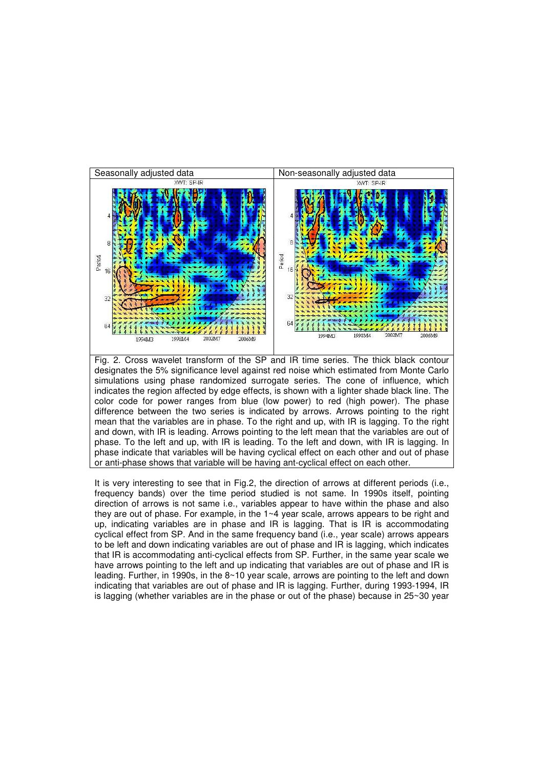| Seasonally adjusted data | Non-seasonally adjusted data |
| --- | --- |
| | |

Fig. 2. Cross wavelet transform of the SP and IR time series. The thick black contour designates the 5% significance level against red noise which estimated from Monte Carlo simulations using phase randomized surrogate series. The cone of influence, which indicates the region affected by edge effects, is shown with a lighter shade black line. The color code for power ranges from blue (low power) to red (high power). The phase difference between the two series is indicated by arrows. Arrows pointing to the right mean that the variables are in phase. To the right and up, with IR is lagging. To the right and down, with IR is leading. Arrows pointing to the left mean that the variables are out of phase. To the left and up, with IR is leading. To the left and down, with IR is lagging. In phase indicate that variables will be having cyclical effect on each other and out of phase or anti-phase shows that variable will be having ant-cyclical effect on each other.

It is very interesting to see that in Fig.2, the direction of arrows at different periods (i.e., frequency bands) over the time period studied is not same. In 1990s itself, pointing direction of arrows is not same i.e., variables appear to have within the phase and also they are out of phase. For example, in the 1~4 year scale, arrows appears to be right and up, indicating variables are in phase and IR is lagging. That is IR is accommodating cyclical effect from SP. And in the same frequency band (i.e., year scale) arrows appears to be left and down indicating variables are out of phase and IR is lagging, which indicates that IR is accommodating anti-cyclical effects from SP. Further, in the same year scale we have arrows pointing to the left and up indicating that variables are out of phase and IR is leading. Further, in 1990s, in the 8~10 year scale, arrows are pointing to the left and down indicating that variables are out of phase and IR is lagging. Further, during 1993-1994, IR is lagging (whether variables are in the phase or out of the phase) because in 25~30 year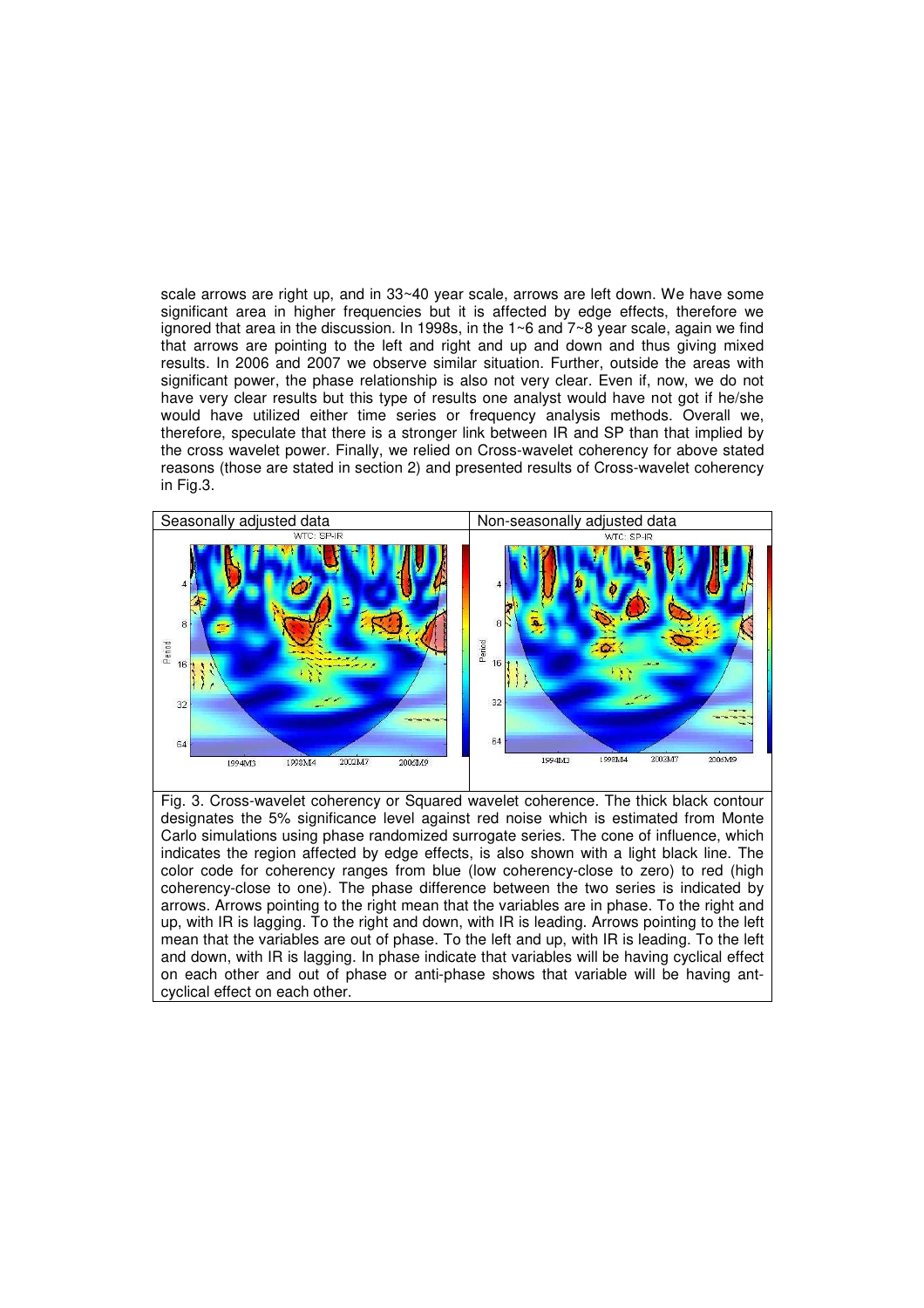scale arrows are right up, and in 33~40 year scale, arrows are left down. We have some significant area in higher frequencies but it is affected by edge effects, therefore we ignored that area in the discussion. In 1998s, in the 1~6 and 7~8 year scale, again we find that arrows are pointing to the left and right and up and down and thus giving mixed results. In 2006 and 2007 we observe similar situation. Further, outside the areas with significant power, the phase relationship is also not very clear. Even if, now, we do not have very clear results but this type of results one analyst would have not got if he/she would have utilized either time series or frequency analysis methods. Overall we, therefore, speculate that there is a stronger link between IR and SP than that implied by the cross wavelet power. Finally, we relied on Cross-wavelet coherency for above stated reasons (those are stated in section 2) and presented results of Cross-wavelet coherency in Fig.3.

| Seasonally adjusted data | Non-seasonally adjusted data |
| --- | --- |

Fig. 3. Cross-wavelet coherency or Squared wavelet coherence. The thick black contour designates the 5% significance level against red noise which is estimated from Monte Carlo simulations using phase randomized surrogate series. The cone of influence, which indicates the region affected by edge effects, is also shown with a light black line. The color code for coherency ranges from blue (low coherency-close to zero) to red (high coherency-close to one). The phase difference between the two series is indicated by arrows. Arrows pointing to the right mean that the variables are in phase. To the right and up, with IR is lagging. To the right and down, with IR is leading. Arrows pointing to the left mean that the variables are out of phase. To the left and up, with IR is leading. To the left and down, with IR is lagging. In phase indicate that variables will be having cyclical effect on each other and out of phase or anti-phase shows that variable will be having ant-cyclical effect on each other.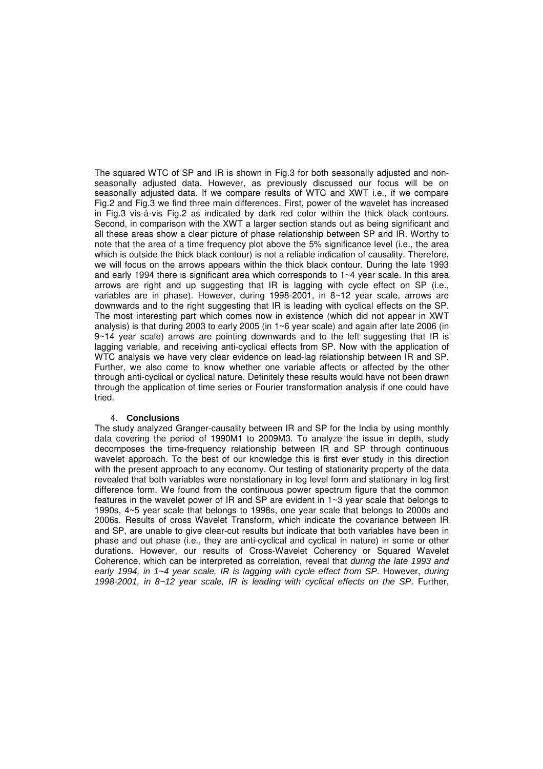The squared WTC of SP and IR is shown in Fig.3 for both seasonally adjusted and non-seasonally adjusted data. However, as previously discussed our focus will be on seasonally adjusted data. If we compare results of WTC and XWT i.e., if we compare Fig.2 and Fig.3 we find three main differences. First, power of the wavelet has increased in Fig.3 vis-à-vis Fig.2 as indicated by dark red color within the thick black contours. Second, in comparison with the XWT a larger section stands out as being significant and all these areas show a clear picture of phase relationship between SP and IR. Worthy to note that the area of a time frequency plot above the 5% significance level (i.e., the area which is outside the thick black contour) is not a reliable indication of causality. Therefore, we will focus on the arrows appears within the thick black contour. During the late 1993 and early 1994 there is significant area which corresponds to 1~4 year scale. In this area arrows are right and up suggesting that IR is lagging with cycle effect on SP (i.e., variables are in phase). However, during 1998-2001, in 8~12 year scale, arrows are downwards and to the right suggesting that IR is leading with cyclical effects on the SP. The most interesting part which comes now in existence (which did not appear in XWT analysis) is that during 2003 to early 2005 (in 1~6 year scale) and again after late 2006 (in 9~14 year scale) arrows are pointing downwards and to the left suggesting that IR is lagging variable, and receiving anti-cyclical effects from SP. Now with the application of WTC analysis we have very clear evidence on lead-lag relationship between IR and SP. Further, we also come to know whether one variable affects or affected by the other through anti-cyclical or cyclical nature. Definitely these results would have not been drawn through the application of time series or Fourier transformation analysis if one could have tried.

## 4. **Conclusions**

The study analyzed Granger-causality between IR and SP for the India by using monthly data covering the period of 1990M1 to 2009M3. To analyze the issue in depth, study decomposes the time-frequency relationship between IR and SP through continuous wavelet approach. To the best of our knowledge this is first ever study in this direction with the present approach to any economy. Our testing of stationarity property of the data revealed that both variables were nonstationary in log level form and stationary in log first difference form. We found from the continuous power spectrum figure that the common features in the wavelet power of IR and SP are evident in 1~3 year scale that belongs to 1990s, 4~5 year scale that belongs to 1998s, one year scale that belongs to 2000s and 2006s. Results of cross Wavelet Transform, which indicate the covariance between IR and SP, are unable to give clear-cut results but indicate that both variables have been in phase and out phase (i.e., they are anti-cyclical and cyclical in nature) in some or other durations. However, our results of Cross-Wavelet Coherency or Squared Wavelet Coherence, which can be interpreted as correlation, reveal that *during the late 1993 and early 1994, in 1~4 year scale, IR is lagging with cycle effect from SP*. However, *during 1998-2001, in 8~12 year scale, IR is leading with cyclical effects on the SP*. Further,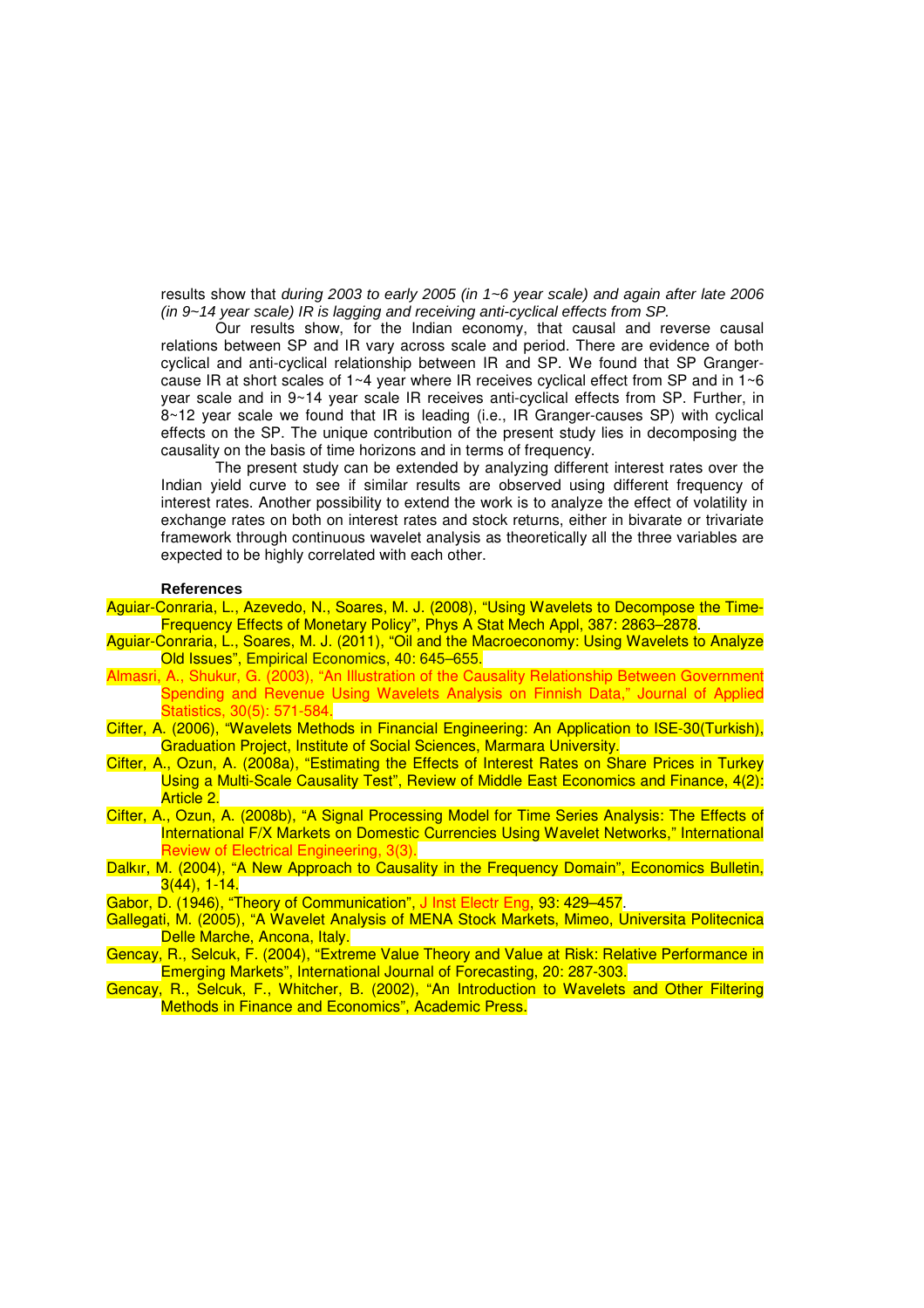results show that *during 2003 to early 2005 (in 1~6 year scale) and again after late 2006 (in 9~14 year scale) IR is lagging and receiving anti-cyclical effects from SP.*

Our results show, for the Indian economy, that causal and reverse causal relations between SP and IR vary across scale and period. There are evidence of both cyclical and anti-cyclical relationship between IR and SP. We found that SP Granger-cause IR at short scales of 1~4 year where IR receives cyclical effect from SP and in 1~6 year scale and in 9~14 year scale IR receives anti-cyclical effects from SP. Further, in 8~12 year scale we found that IR is leading (i.e., IR Granger-causes SP) with cyclical effects on the SP. The unique contribution of the present study lies in decomposing the causality on the basis of time horizons and in terms of frequency.

The present study can be extended by analyzing different interest rates over the Indian yield curve to see if similar results are observed using different frequency of interest rates. Another possibility to extend the work is to analyze the effect of volatility in exchange rates on both on interest rates and stock returns, either in bivarate or trivariate framework through continuous wavelet analysis as theoretically all the three variables are expected to be highly correlated with each other.

**References**

Aguiar-Conraria, L., Azevedo, N., Soares, M. J. (2008), "Using Wavelets to Decompose the Time-Frequency Effects of Monetary Policy", Phys A Stat Mech Appl, 387: 2863–2878.

Aguiar-Conraria, L., Soares, M. J. (2011), "Oil and the Macroeconomy: Using Wavelets to Analyze Old Issues", Empirical Economics, 40: 645–655.

Almasri, A., Shukur, G. (2003), "An Illustration of the Causality Relationship Between Government Spending and Revenue Using Wavelets Analysis on Finnish Data," Journal of Applied Statistics, 30(5): 571-584.

Cifter, A. (2006), "Wavelets Methods in Financial Engineering: An Application to ISE-30(Turkish), Graduation Project, Institute of Social Sciences, Marmara University.

Cifter, A., Ozun, A. (2008a), "Estimating the Effects of Interest Rates on Share Prices in Turkey Using a Multi-Scale Causality Test", Review of Middle East Economics and Finance, 4(2): Article 2.

Cifter, A., Ozun, A. (2008b), "A Signal Processing Model for Time Series Analysis: The Effects of International F/X Markets on Domestic Currencies Using Wavelet Networks," International Review of Electrical Engineering, 3(3).

Dalkır, M. (2004), "A New Approach to Causality in the Frequency Domain", Economics Bulletin, 3(44), 1-14.

Gabor, D. (1946), "Theory of Communication", J Inst Electr Eng, 93: 429–457.

Gallegati, M. (2005), "A Wavelet Analysis of MENA Stock Markets, Mimeo, Universita Politecnica Delle Marche, Ancona, Italy.

Gencay, R., Selcuk, F. (2004), "Extreme Value Theory and Value at Risk: Relative Performance in Emerging Markets", International Journal of Forecasting, 20: 287-303.

Gencay, R., Selcuk, F., Whitcher, B. (2002), "An Introduction to Wavelets and Other Filtering Methods in Finance and Economics", Academic Press.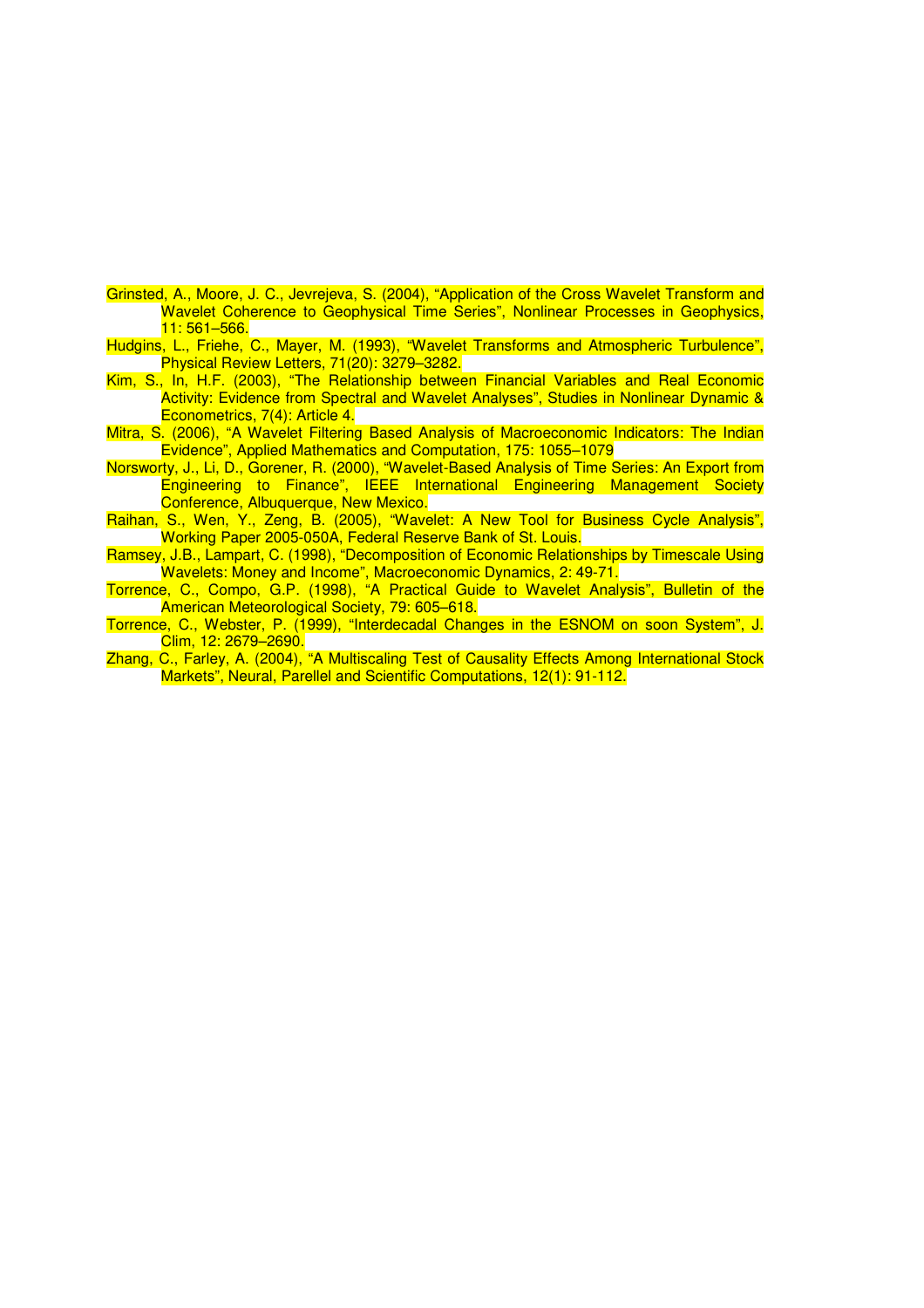Grinsted, A., Moore, J. C., Jevrejeva, S. (2004), "Application of the Cross Wavelet Transform and Wavelet Coherence to Geophysical Time Series", Nonlinear Processes in Geophysics, 11: 561–566.

Hudgins, L., Friehe, C., Mayer, M. (1993), "Wavelet Transforms and Atmospheric Turbulence", Physical Review Letters, 71(20): 3279–3282.

Kim, S., In, H.F. (2003), "The Relationship between Financial Variables and Real Economic Activity: Evidence from Spectral and Wavelet Analyses", Studies in Nonlinear Dynamic & Econometrics, 7(4): Article 4.

Mitra, S. (2006), "A Wavelet Filtering Based Analysis of Macroeconomic Indicators: The Indian Evidence", Applied Mathematics and Computation, 175: 1055–1079

Norsworty, J., Li, D., Gorener, R. (2000), "Wavelet-Based Analysis of Time Series: An Export from Engineering to Finance", IEEE International Engineering Management Society Conference, Albuquerque, New Mexico.

Raihan, S., Wen, Y., Zeng, B. (2005), "Wavelet: A New Tool for Business Cycle Analysis", Working Paper 2005-050A, Federal Reserve Bank of St. Louis.

Ramsey, J.B., Lampart, C. (1998), "Decomposition of Economic Relationships by Timescale Using Wavelets: Money and Income", Macroeconomic Dynamics, 2: 49-71.

Torrence, C., Compo, G.P. (1998), "A Practical Guide to Wavelet Analysis", Bulletin of the American Meteorological Society, 79: 605–618.

Torrence, C., Webster, P. (1999), "Interdecadal Changes in the ESNOM on soon System", J. Clim, 12: 2679–2690.

Zhang, C., Farley, A. (2004), "A Multiscaling Test of Causality Effects Among International Stock Markets", Neural, Parellel and Scientific Computations, 12(1): 91-112.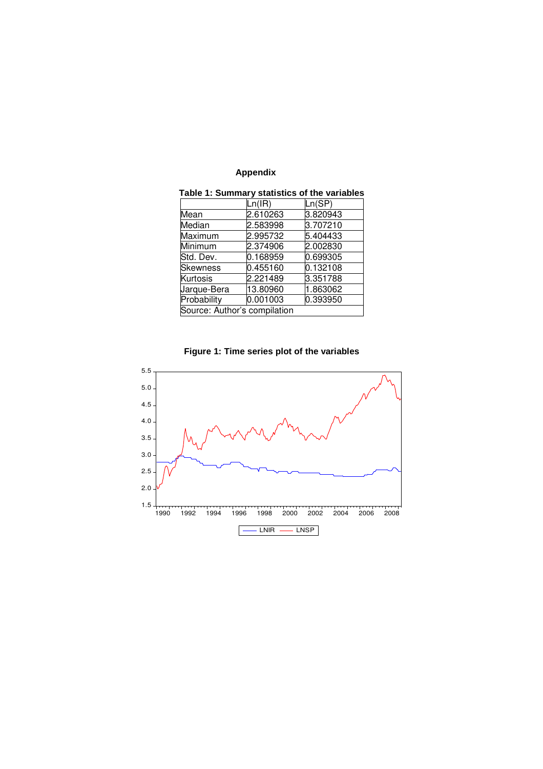## Appendix

**Table 1: Summary statistics of the variables**

| | Ln(IR) | Ln(SP) |
|---|---|---|
| Mean | 2.610263 | 3.820943 |
| Median | 2.583998 | 3.707210 |
| Maximum | 2.995732 | 5.404433 |
| Minimum | 2.374906 | 2.002830 |
| Std. Dev. | 0.168959 | 0.699305 |
| Skewness | 0.455160 | 0.132108 |
| Kurtosis | 2.221489 | 3.351788 |
| Jarque-Bera | 13.80960 | 1.863062 |
| Probability | 0.001003 | 0.393950 |
| Source: Author's compilation | | |

**Figure 1: Time series plot of the variables**

5.5
5.0
4.5
4.0
3.5
3.0
2.5
2.0
1.5

1990 1992 1994 1996 1998 2000 2002 2004 2006 2008

LNIR LNSP